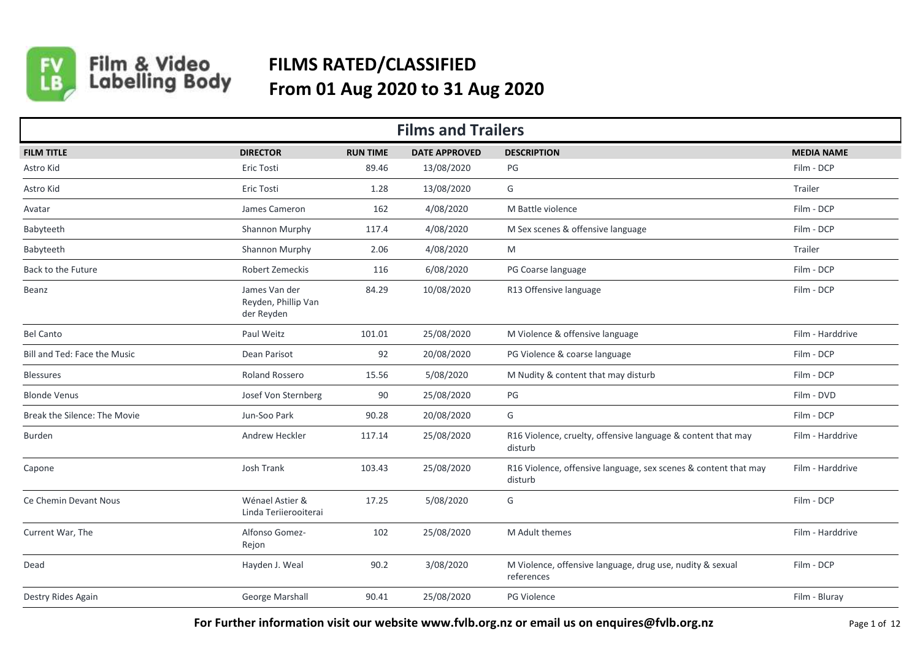# FILMS RATED/CLASSIFIED
# From 01 Aug 2020 to 31 Aug 2020

Film & Video Labelling Body

## Films and Trailers

| FILM TITLE | DIRECTOR | RUN TIME | DATE APPROVED | DESCRIPTION | MEDIA NAME |
|---|---|---|---|---|---|
| Astro Kid | Eric Tosti | 89.46 | 13/08/2020 | PG | Film - DCP |
| Astro Kid | Eric Tosti | 1.28 | 13/08/2020 | G | Trailer |
| Avatar | James Cameron | 162 | 4/08/2020 | M Battle violence | Film - DCP |
| Babyteeth | Shannon Murphy | 117.4 | 4/08/2020 | M Sex scenes & offensive language | Film - DCP |
| Babyteeth | Shannon Murphy | 2.06 | 4/08/2020 | M | Trailer |
| Back to the Future | Robert Zemeckis | 116 | 6/08/2020 | PG Coarse language | Film - DCP |
| Beanz | James Van der Reyden, Phillip Van der Reyden | 84.29 | 10/08/2020 | R13 Offensive language | Film - DCP |
| Bel Canto | Paul Weitz | 101.01 | 25/08/2020 | M Violence & offensive language | Film - Harddrive |
| Bill and Ted: Face the Music | Dean Parisot | 92 | 20/08/2020 | PG Violence & coarse language | Film - DCP |
| Blessures | Roland Rossero | 15.56 | 5/08/2020 | M Nudity & content that may disturb | Film - DCP |
| Blonde Venus | Josef Von Sternberg | 90 | 25/08/2020 | PG | Film - DVD |
| Break the Silence: The Movie | Jun-Soo Park | 90.28 | 20/08/2020 | G | Film - DCP |
| Burden | Andrew Heckler | 117.14 | 25/08/2020 | R16 Violence, cruelty, offensive language & content that may disturb | Film - Harddrive |
| Capone | Josh Trank | 103.43 | 25/08/2020 | R16 Violence, offensive language, sex scenes & content that may disturb | Film - Harddrive |
| Ce Chemin Devant Nous | Wénael Astier & Linda Teriierooiterai | 17.25 | 5/08/2020 | G | Film - DCP |
| Current War, The | Alfonso Gomez-Rejon | 102 | 25/08/2020 | M Adult themes | Film - Harddrive |
| Dead | Hayden J. Weal | 90.2 | 3/08/2020 | M Violence, offensive language, drug use, nudity & sexual references | Film - DCP |
| Destry Rides Again | George Marshall | 90.41 | 25/08/2020 | PG Violence | Film - Bluray |

**For Further information visit our website www.fvlb.org.nz or email us on enquires@fvlb.org.nz**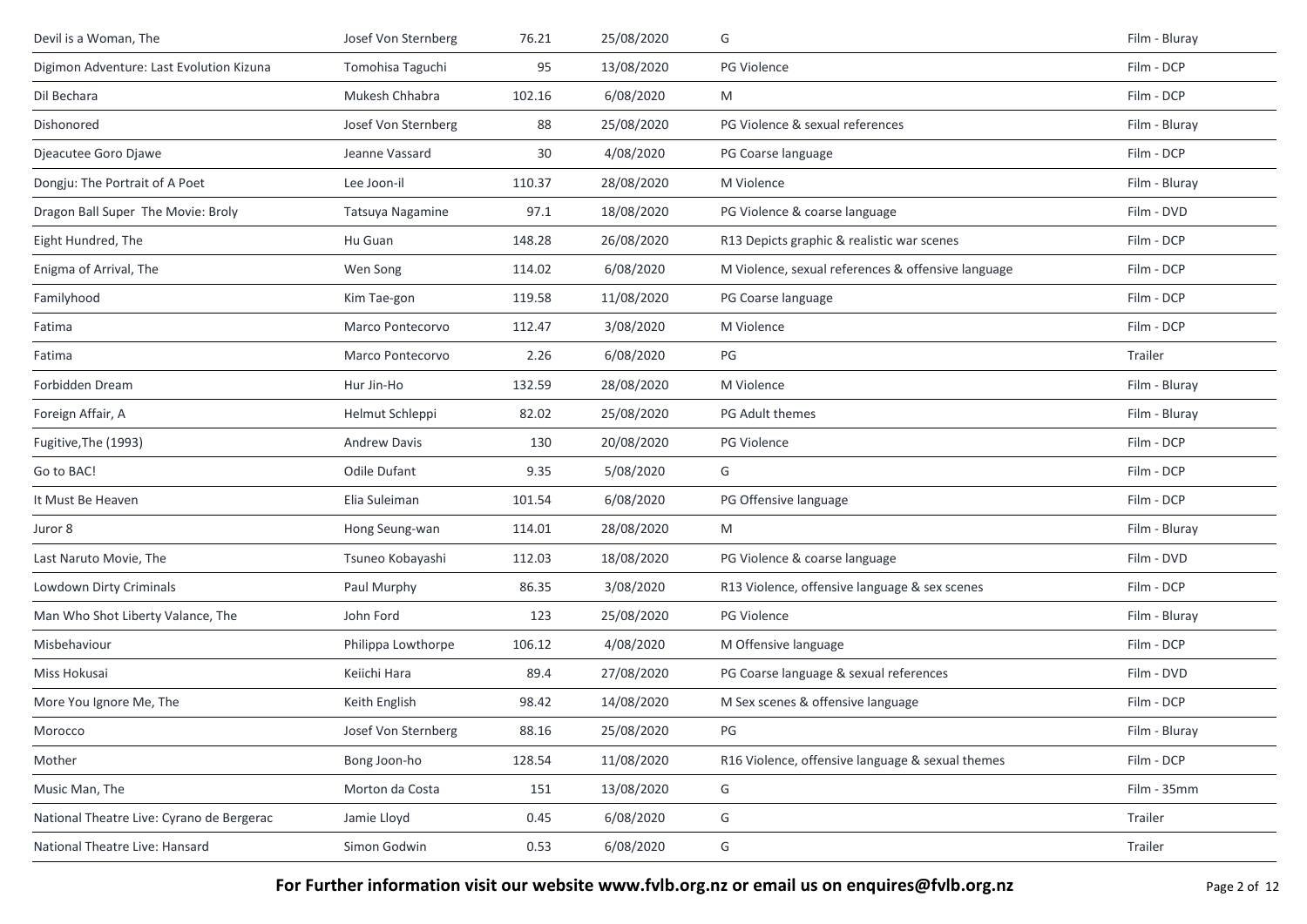| | | | | | |
|---|---|---|---|---|---|
| Devil is a Woman, The | Josef Von Sternberg | 76.21 | 25/08/2020 | G | Film - Bluray |
| Digimon Adventure: Last Evolution Kizuna | Tomohisa Taguchi | 95 | 13/08/2020 | PG Violence | Film - DCP |
| Dil Bechara | Mukesh Chhabra | 102.16 | 6/08/2020 | M | Film - DCP |
| Dishonored | Josef Von Sternberg | 88 | 25/08/2020 | PG Violence & sexual references | Film - Bluray |
| Djeacutee Goro Djawe | Jeanne Vassard | 30 | 4/08/2020 | PG Coarse language | Film - DCP |
| Dongju: The Portrait of A Poet | Lee Joon-il | 110.37 | 28/08/2020 | M Violence | Film - Bluray |
| Dragon Ball Super The Movie: Broly | Tatsuya Nagamine | 97.1 | 18/08/2020 | PG Violence & coarse language | Film - DVD |
| Eight Hundred, The | Hu Guan | 148.28 | 26/08/2020 | R13 Depicts graphic & realistic war scenes | Film - DCP |
| Enigma of Arrival, The | Wen Song | 114.02 | 6/08/2020 | M Violence, sexual references & offensive language | Film - DCP |
| Familyhood | Kim Tae-gon | 119.58 | 11/08/2020 | PG Coarse language | Film - DCP |
| Fatima | Marco Pontecorvo | 112.47 | 3/08/2020 | M Violence | Film - DCP |
| Fatima | Marco Pontecorvo | 2.26 | 6/08/2020 | PG | Trailer |
| Forbidden Dream | Hur Jin-Ho | 132.59 | 28/08/2020 | M Violence | Film - Bluray |
| Foreign Affair, A | Helmut Schleppi | 82.02 | 25/08/2020 | PG Adult themes | Film - Bluray |
| Fugitive,The (1993) | Andrew Davis | 130 | 20/08/2020 | PG Violence | Film - DCP |
| Go to BAC! | Odile Dufant | 9.35 | 5/08/2020 | G | Film - DCP |
| It Must Be Heaven | Elia Suleiman | 101.54 | 6/08/2020 | PG Offensive language | Film - DCP |
| Juror 8 | Hong Seung-wan | 114.01 | 28/08/2020 | M | Film - Bluray |
| Last Naruto Movie, The | Tsuneo Kobayashi | 112.03 | 18/08/2020 | PG Violence & coarse language | Film - DVD |
| Lowdown Dirty Criminals | Paul Murphy | 86.35 | 3/08/2020 | R13 Violence, offensive language & sex scenes | Film - DCP |
| Man Who Shot Liberty Valance, The | John Ford | 123 | 25/08/2020 | PG Violence | Film - Bluray |
| Misbehaviour | Philippa Lowthorpe | 106.12 | 4/08/2020 | M Offensive language | Film - DCP |
| Miss Hokusai | Keiichi Hara | 89.4 | 27/08/2020 | PG Coarse language & sexual references | Film - DVD |
| More You Ignore Me, The | Keith English | 98.42 | 14/08/2020 | M Sex scenes & offensive language | Film - DCP |
| Morocco | Josef Von Sternberg | 88.16 | 25/08/2020 | PG | Film - Bluray |
| Mother | Bong Joon-ho | 128.54 | 11/08/2020 | R16 Violence, offensive language & sexual themes | Film - DCP |
| Music Man, The | Morton da Costa | 151 | 13/08/2020 | G | Film - 35mm |
| National Theatre Live: Cyrano de Bergerac | Jamie Lloyd | 0.45 | 6/08/2020 | G | Trailer |
| National Theatre Live: Hansard | Simon Godwin | 0.53 | 6/08/2020 | G | Trailer |

**For Further information visit our website www.fvlb.org.nz or email us on enquires@fvlb.org.nz**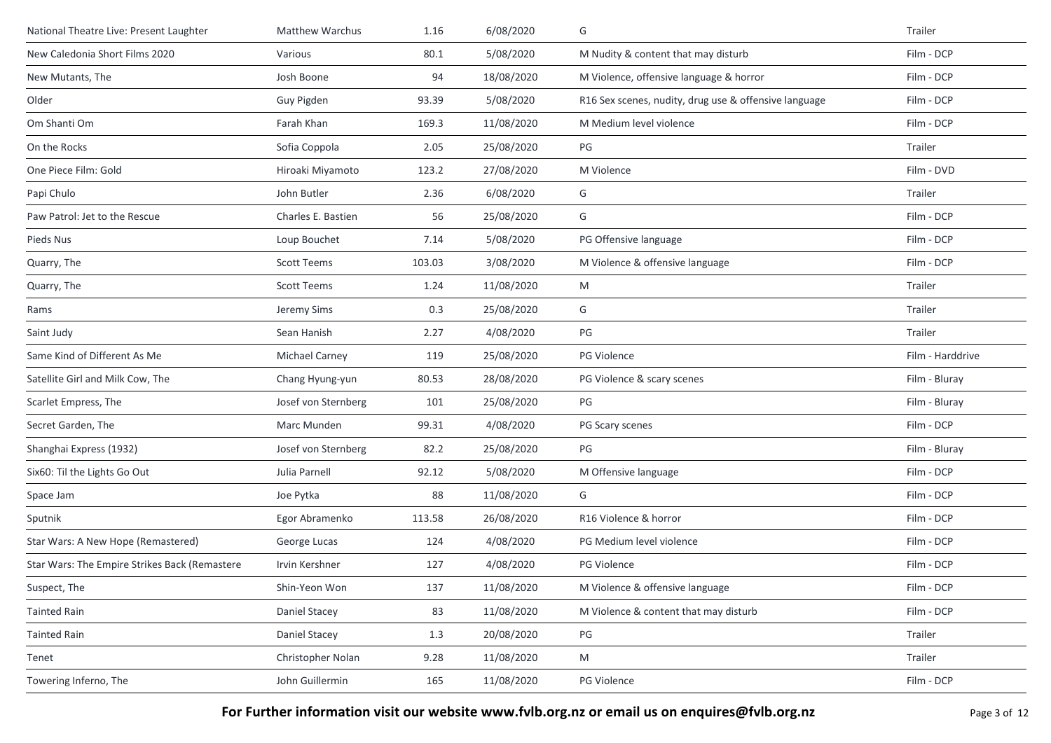| | | | | | |
|---|---|---|---|---|---|
| National Theatre Live: Present Laughter | Matthew Warchus | 1.16 | 6/08/2020 | G | Trailer |
| New Caledonia Short Films 2020 | Various | 80.1 | 5/08/2020 | M Nudity & content that may disturb | Film - DCP |
| New Mutants, The | Josh Boone | 94 | 18/08/2020 | M Violence, offensive language & horror | Film - DCP |
| Older | Guy Pigden | 93.39 | 5/08/2020 | R16 Sex scenes, nudity, drug use & offensive language | Film - DCP |
| Om Shanti Om | Farah Khan | 169.3 | 11/08/2020 | M Medium level violence | Film - DCP |
| On the Rocks | Sofia Coppola | 2.05 | 25/08/2020 | PG | Trailer |
| One Piece Film: Gold | Hiroaki Miyamoto | 123.2 | 27/08/2020 | M Violence | Film - DVD |
| Papi Chulo | John Butler | 2.36 | 6/08/2020 | G | Trailer |
| Paw Patrol: Jet to the Rescue | Charles E. Bastien | 56 | 25/08/2020 | G | Film - DCP |
| Pieds Nus | Loup Bouchet | 7.14 | 5/08/2020 | PG Offensive language | Film - DCP |
| Quarry, The | Scott Teems | 103.03 | 3/08/2020 | M Violence & offensive language | Film - DCP |
| Quarry, The | Scott Teems | 1.24 | 11/08/2020 | M | Trailer |
| Rams | Jeremy Sims | 0.3 | 25/08/2020 | G | Trailer |
| Saint Judy | Sean Hanish | 2.27 | 4/08/2020 | PG | Trailer |
| Same Kind of Different As Me | Michael Carney | 119 | 25/08/2020 | PG Violence | Film - Harddrive |
| Satellite Girl and Milk Cow, The | Chang Hyung-yun | 80.53 | 28/08/2020 | PG Violence & scary scenes | Film - Bluray |
| Scarlet Empress, The | Josef von Sternberg | 101 | 25/08/2020 | PG | Film - Bluray |
| Secret Garden, The | Marc Munden | 99.31 | 4/08/2020 | PG Scary scenes | Film - DCP |
| Shanghai Express (1932) | Josef von Sternberg | 82.2 | 25/08/2020 | PG | Film - Bluray |
| Six60: Til the Lights Go Out | Julia Parnell | 92.12 | 5/08/2020 | M Offensive language | Film - DCP |
| Space Jam | Joe Pytka | 88 | 11/08/2020 | G | Film - DCP |
| Sputnik | Egor Abramenko | 113.58 | 26/08/2020 | R16 Violence & horror | Film - DCP |
| Star Wars: A New Hope (Remastered) | George Lucas | 124 | 4/08/2020 | PG Medium level violence | Film - DCP |
| Star Wars: The Empire Strikes Back (Remastere | Irvin Kershner | 127 | 4/08/2020 | PG Violence | Film - DCP |
| Suspect, The | Shin-Yeon Won | 137 | 11/08/2020 | M Violence & offensive language | Film - DCP |
| Tainted Rain | Daniel Stacey | 83 | 11/08/2020 | M Violence & content that may disturb | Film - DCP |
| Tainted Rain | Daniel Stacey | 1.3 | 20/08/2020 | PG | Trailer |
| Tenet | Christopher Nolan | 9.28 | 11/08/2020 | M | Trailer |
| Towering Inferno, The | John Guillermin | 165 | 11/08/2020 | PG Violence | Film - DCP |

**For Further information visit our website www.fvlb.org.nz or email us on enquires@fvlb.org.nz**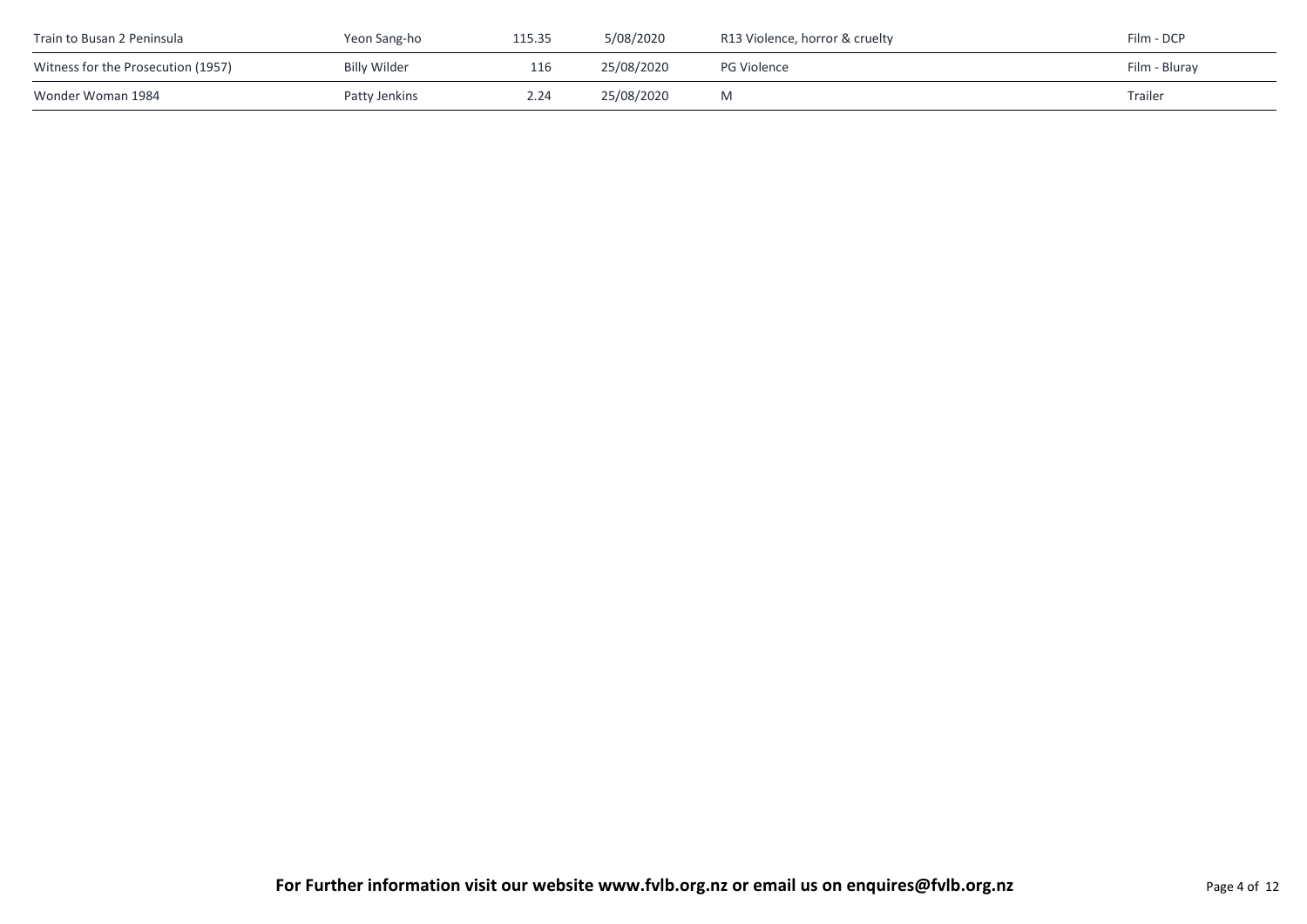| Train to Busan 2 Peninsula | Yeon Sang-ho | 115.35 | 5/08/2020 | R13 Violence, horror & cruelty | Film - DCP |
|---|---|---|---|---|---|
| Witness for the Prosecution (1957) | Billy Wilder | 116 | 25/08/2020 | PG Violence | Film - Bluray |
| Wonder Woman 1984 | Patty Jenkins | 2.24 | 25/08/2020 | M | Trailer |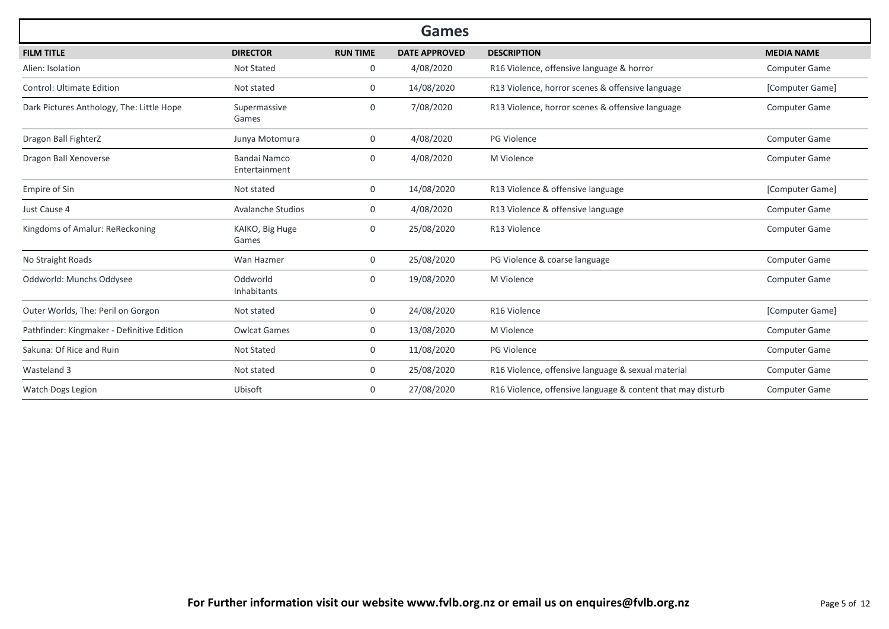## Games

| FILM TITLE | DIRECTOR | RUN TIME | DATE APPROVED | DESCRIPTION | MEDIA NAME |
|---|---|---|---|---|---|
| Alien: Isolation | Not Stated | 0 | 4/08/2020 | R16 Violence, offensive language & horror | Computer Game |
| Control: Ultimate Edition | Not stated | 0 | 14/08/2020 | R13 Violence, horror scenes & offensive language | [Computer Game] |
| Dark Pictures Anthology, The: Little Hope | Supermassive Games | 0 | 7/08/2020 | R13 Violence, horror scenes & offensive language | Computer Game |
| Dragon Ball FighterZ | Junya Motomura | 0 | 4/08/2020 | PG Violence | Computer Game |
| Dragon Ball Xenoverse | Bandai Namco Entertainment | 0 | 4/08/2020 | M Violence | Computer Game |
| Empire of Sin | Not stated | 0 | 14/08/2020 | R13 Violence & offensive language | [Computer Game] |
| Just Cause 4 | Avalanche Studios | 0 | 4/08/2020 | R13 Violence & offensive language | Computer Game |
| Kingdoms of Amalur: ReReckoning | KAIKO, Big Huge Games | 0 | 25/08/2020 | R13 Violence | Computer Game |
| No Straight Roads | Wan Hazmer | 0 | 25/08/2020 | PG Violence & coarse language | Computer Game |
| Oddworld: Munchs Oddysee | Oddworld Inhabitants | 0 | 19/08/2020 | M Violence | Computer Game |
| Outer Worlds, The: Peril on Gorgon | Not stated | 0 | 24/08/2020 | R16 Violence | [Computer Game] |
| Pathfinder: Kingmaker - Definitive Edition | Owlcat Games | 0 | 13/08/2020 | M Violence | Computer Game |
| Sakuna: Of Rice and Ruin | Not Stated | 0 | 11/08/2020 | PG Violence | Computer Game |
| Wasteland 3 | Not stated | 0 | 25/08/2020 | R16 Violence, offensive language & sexual material | Computer Game |
| Watch Dogs Legion | Ubisoft | 0 | 27/08/2020 | R16 Violence, offensive language & content that may disturb | Computer Game |

**For Further information visit our website www.fvlb.org.nz or email us on enquires@fvlb.org.nz**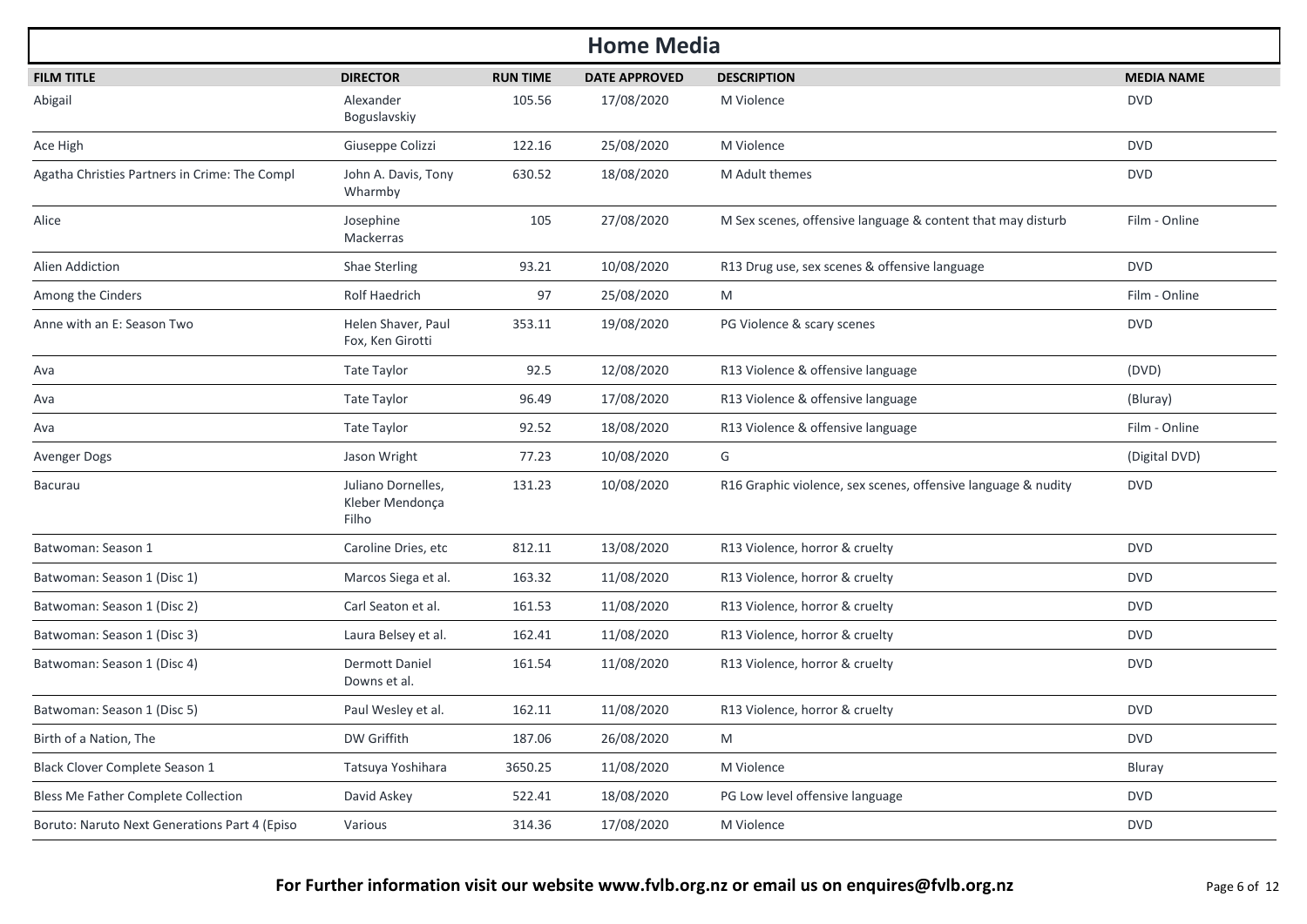# Home Media

| FILM TITLE | DIRECTOR | RUN TIME | DATE APPROVED | DESCRIPTION | MEDIA NAME |
|---|---|---|---|---|---|
| Abigail | Alexander Boguslavskiy | 105.56 | 17/08/2020 | M Violence | DVD |
| Ace High | Giuseppe Colizzi | 122.16 | 25/08/2020 | M Violence | DVD |
| Agatha Christies Partners in Crime: The Compl | John A. Davis, Tony Wharmby | 630.52 | 18/08/2020 | M Adult themes | DVD |
| Alice | Josephine Mackerras | 105 | 27/08/2020 | M Sex scenes, offensive language & content that may disturb | Film - Online |
| Alien Addiction | Shae Sterling | 93.21 | 10/08/2020 | R13 Drug use, sex scenes & offensive language | DVD |
| Among the Cinders | Rolf Haedrich | 97 | 25/08/2020 | M | Film - Online |
| Anne with an E: Season Two | Helen Shaver, Paul Fox, Ken Girotti | 353.11 | 19/08/2020 | PG Violence & scary scenes | DVD |
| Ava | Tate Taylor | 92.5 | 12/08/2020 | R13 Violence & offensive language | (DVD) |
| Ava | Tate Taylor | 96.49 | 17/08/2020 | R13 Violence & offensive language | (Bluray) |
| Ava | Tate Taylor | 92.52 | 18/08/2020 | R13 Violence & offensive language | Film - Online |
| Avenger Dogs | Jason Wright | 77.23 | 10/08/2020 | G | (Digital DVD) |
| Bacurau | Juliano Dornelles, Kleber Mendonça Filho | 131.23 | 10/08/2020 | R16 Graphic violence, sex scenes, offensive language & nudity | DVD |
| Batwoman: Season 1 | Caroline Dries, etc | 812.11 | 13/08/2020 | R13 Violence, horror & cruelty | DVD |
| Batwoman: Season 1 (Disc 1) | Marcos Siega et al. | 163.32 | 11/08/2020 | R13 Violence, horror & cruelty | DVD |
| Batwoman: Season 1 (Disc 2) | Carl Seaton et al. | 161.53 | 11/08/2020 | R13 Violence, horror & cruelty | DVD |
| Batwoman: Season 1 (Disc 3) | Laura Belsey et al. | 162.41 | 11/08/2020 | R13 Violence, horror & cruelty | DVD |
| Batwoman: Season 1 (Disc 4) | Dermott Daniel Downs et al. | 161.54 | 11/08/2020 | R13 Violence, horror & cruelty | DVD |
| Batwoman: Season 1 (Disc 5) | Paul Wesley et al. | 162.11 | 11/08/2020 | R13 Violence, horror & cruelty | DVD |
| Birth of a Nation, The | DW Griffith | 187.06 | 26/08/2020 | M | DVD |
| Black Clover Complete Season 1 | Tatsuya Yoshihara | 3650.25 | 11/08/2020 | M Violence | Bluray |
| Bless Me Father Complete Collection | David Askey | 522.41 | 18/08/2020 | PG Low level offensive language | DVD |
| Boruto: Naruto Next Generations Part 4 (Episo | Various | 314.36 | 17/08/2020 | M Violence | DVD |

**For Further information visit our website www.fvlb.org.nz or email us on enquires@fvlb.org.nz**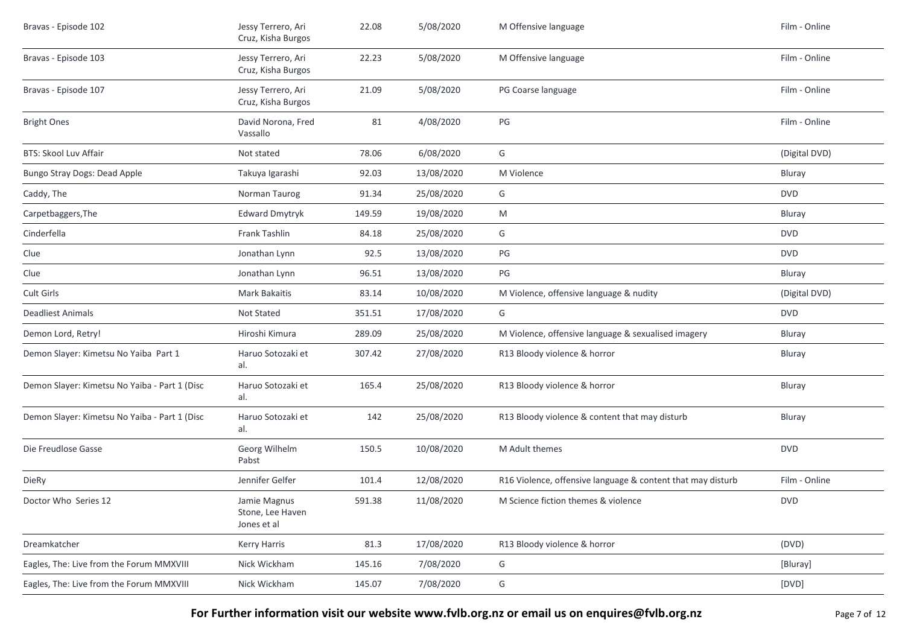| | | | | | |
|---|---|---|---|---|---|
| Bravas - Episode 102 | Jessy Terrero, Ari Cruz, Kisha Burgos | 22.08 | 5/08/2020 | M Offensive language | Film - Online |
| Bravas - Episode 103 | Jessy Terrero, Ari Cruz, Kisha Burgos | 22.23 | 5/08/2020 | M Offensive language | Film - Online |
| Bravas - Episode 107 | Jessy Terrero, Ari Cruz, Kisha Burgos | 21.09 | 5/08/2020 | PG Coarse language | Film - Online |
| Bright Ones | David Norona, Fred Vassallo | 81 | 4/08/2020 | PG | Film - Online |
| BTS: Skool Luv Affair | Not stated | 78.06 | 6/08/2020 | G | (Digital DVD) |
| Bungo Stray Dogs: Dead Apple | Takuya Igarashi | 92.03 | 13/08/2020 | M Violence | Bluray |
| Caddy, The | Norman Taurog | 91.34 | 25/08/2020 | G | DVD |
| Carpetbaggers,The | Edward Dmytryk | 149.59 | 19/08/2020 | M | Bluray |
| Cinderfella | Frank Tashlin | 84.18 | 25/08/2020 | G | DVD |
| Clue | Jonathan Lynn | 92.5 | 13/08/2020 | PG | DVD |
| Clue | Jonathan Lynn | 96.51 | 13/08/2020 | PG | Bluray |
| Cult Girls | Mark Bakaitis | 83.14 | 10/08/2020 | M Violence, offensive language & nudity | (Digital DVD) |
| Deadliest Animals | Not Stated | 351.51 | 17/08/2020 | G | DVD |
| Demon Lord, Retry! | Hiroshi Kimura | 289.09 | 25/08/2020 | M Violence, offensive language & sexualised imagery | Bluray |
| Demon Slayer: Kimetsu No Yaiba Part 1 | Haruo Sotozaki et al. | 307.42 | 27/08/2020 | R13 Bloody violence & horror | Bluray |
| Demon Slayer: Kimetsu No Yaiba - Part 1 (Disc | Haruo Sotozaki et al. | 165.4 | 25/08/2020 | R13 Bloody violence & horror | Bluray |
| Demon Slayer: Kimetsu No Yaiba - Part 1 (Disc | Haruo Sotozaki et al. | 142 | 25/08/2020 | R13 Bloody violence & content that may disturb | Bluray |
| Die Freudlose Gasse | Georg Wilhelm Pabst | 150.5 | 10/08/2020 | M Adult themes | DVD |
| DieRy | Jennifer Gelfer | 101.4 | 12/08/2020 | R16 Violence, offensive language & content that may disturb | Film - Online |
| Doctor Who Series 12 | Jamie Magnus Stone, Lee Haven Jones et al | 591.38 | 11/08/2020 | M Science fiction themes & violence | DVD |
| Dreamkatcher | Kerry Harris | 81.3 | 17/08/2020 | R13 Bloody violence & horror | (DVD) |
| Eagles, The: Live from the Forum MMXVIII | Nick Wickham | 145.16 | 7/08/2020 | G | [Bluray] |
| Eagles, The: Live from the Forum MMXVIII | Nick Wickham | 145.07 | 7/08/2020 | G | [DVD] |

**For Further information visit our website www.fvlb.org.nz or email us on enquires@fvlb.org.nz**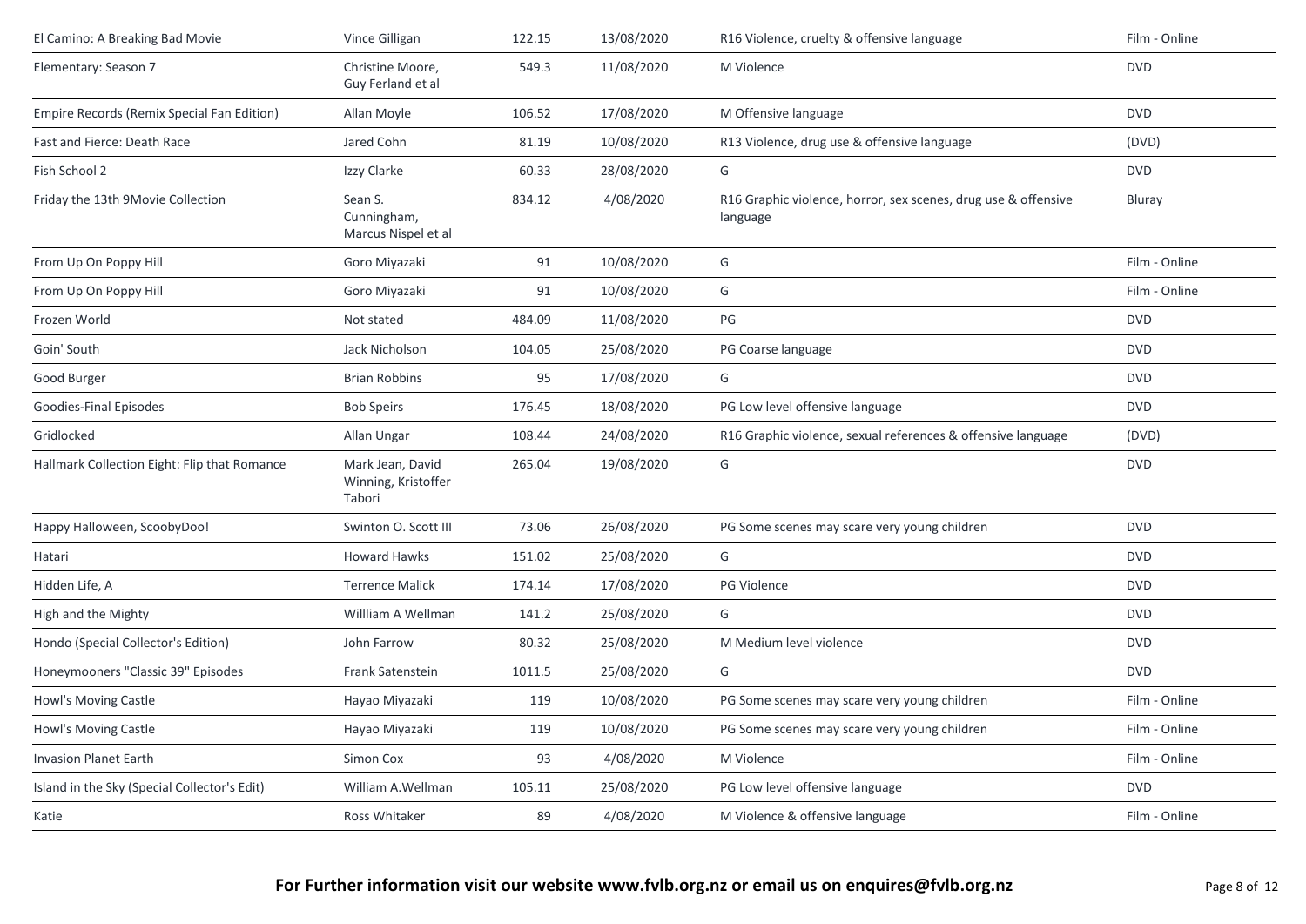| | | | | | |
|---|---|---|---|---|---|
| El Camino: A Breaking Bad Movie | Vince Gilligan | 122.15 | 13/08/2020 | R16 Violence, cruelty & offensive language | Film - Online |
| Elementary: Season 7 | Christine Moore, Guy Ferland et al | 549.3 | 11/08/2020 | M Violence | DVD |
| Empire Records (Remix Special Fan Edition) | Allan Moyle | 106.52 | 17/08/2020 | M Offensive language | DVD |
| Fast and Fierce: Death Race | Jared Cohn | 81.19 | 10/08/2020 | R13 Violence, drug use & offensive language | (DVD) |
| Fish School 2 | Izzy Clarke | 60.33 | 28/08/2020 | G | DVD |
| Friday the 13th 9Movie Collection | Sean S. Cunningham, Marcus Nispel et al | 834.12 | 4/08/2020 | R16 Graphic violence, horror, sex scenes, drug use & offensive language | Bluray |
| From Up On Poppy Hill | Goro Miyazaki | 91 | 10/08/2020 | G | Film - Online |
| From Up On Poppy Hill | Goro Miyazaki | 91 | 10/08/2020 | G | Film - Online |
| Frozen World | Not stated | 484.09 | 11/08/2020 | PG | DVD |
| Goin' South | Jack Nicholson | 104.05 | 25/08/2020 | PG Coarse language | DVD |
| Good Burger | Brian Robbins | 95 | 17/08/2020 | G | DVD |
| Goodies-Final Episodes | Bob Speirs | 176.45 | 18/08/2020 | PG Low level offensive language | DVD |
| Gridlocked | Allan Ungar | 108.44 | 24/08/2020 | R16 Graphic violence, sexual references & offensive language | (DVD) |
| Hallmark Collection Eight: Flip that Romance | Mark Jean, David Winning, Kristoffer Tabori | 265.04 | 19/08/2020 | G | DVD |
| Happy Halloween, ScoobyDoo! | Swinton O. Scott III | 73.06 | 26/08/2020 | PG Some scenes may scare very young children | DVD |
| Hatari | Howard Hawks | 151.02 | 25/08/2020 | G | DVD |
| Hidden Life, A | Terrence Malick | 174.14 | 17/08/2020 | PG Violence | DVD |
| High and the Mighty | Willliam A Wellman | 141.2 | 25/08/2020 | G | DVD |
| Hondo (Special Collector's Edition) | John Farrow | 80.32 | 25/08/2020 | M Medium level violence | DVD |
| Honeymooners "Classic 39" Episodes | Frank Satenstein | 1011.5 | 25/08/2020 | G | DVD |
| Howl's Moving Castle | Hayao Miyazaki | 119 | 10/08/2020 | PG Some scenes may scare very young children | Film - Online |
| Howl's Moving Castle | Hayao Miyazaki | 119 | 10/08/2020 | PG Some scenes may scare very young children | Film - Online |
| Invasion Planet Earth | Simon Cox | 93 | 4/08/2020 | M Violence | Film - Online |
| Island in the Sky (Special Collector's Edit) | William A.Wellman | 105.11 | 25/08/2020 | PG Low level offensive language | DVD |
| Katie | Ross Whitaker | 89 | 4/08/2020 | M Violence & offensive language | Film - Online |

**For Further information visit our website www.fvlb.org.nz or email us on enquires@fvlb.org.nz**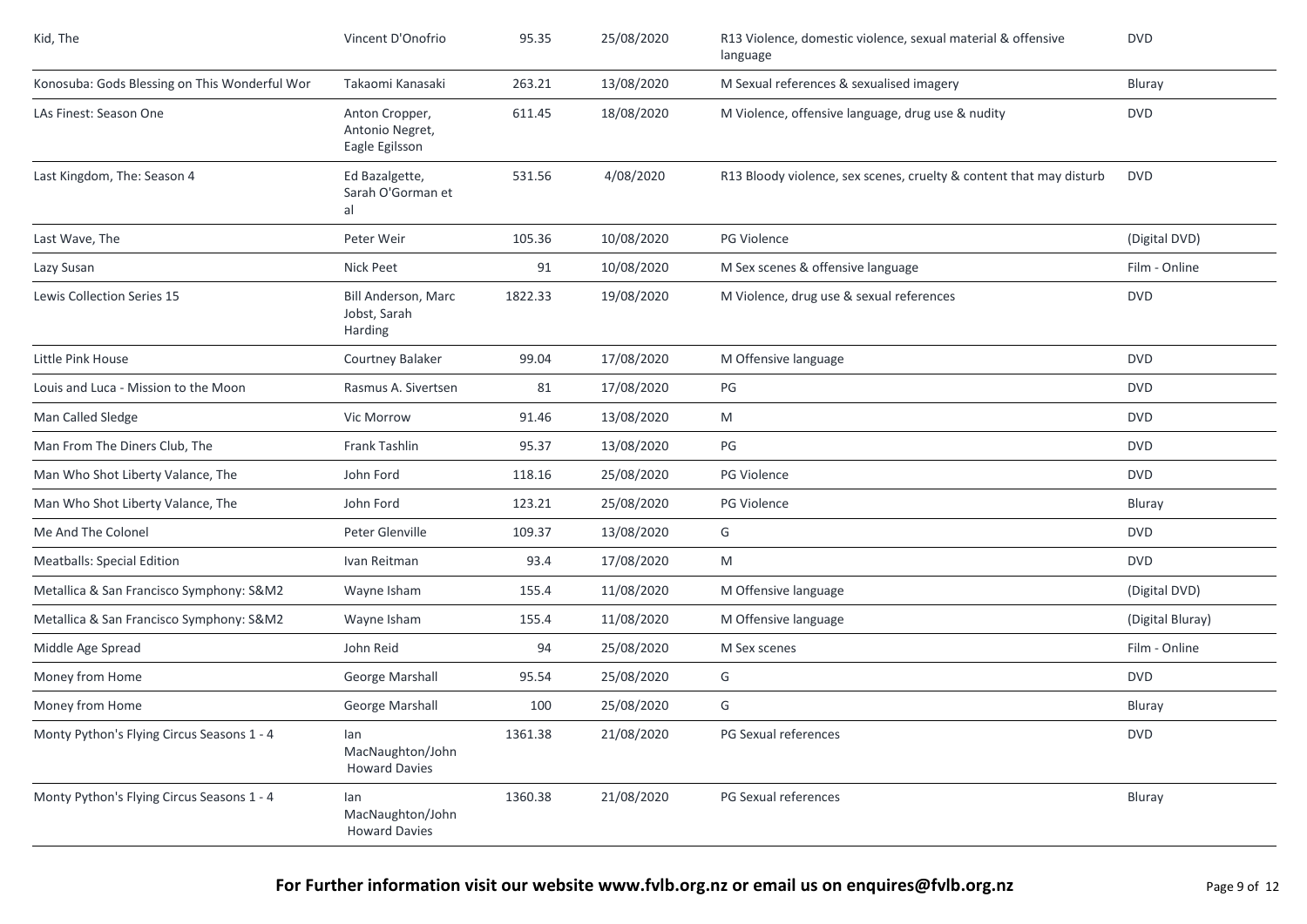| Kid, The | Vincent D'Onofrio | 95.35 | 25/08/2020 | R13 Violence, domestic violence, sexual material & offensive language | DVD |
|---|---|---|---|---|---|
| Konosuba: Gods Blessing on This Wonderful Wor | Takaomi Kanasaki | 263.21 | 13/08/2020 | M Sexual references & sexualised imagery | Bluray |
| LAs Finest: Season One | Anton Cropper, Antonio Negret, Eagle Egilsson | 611.45 | 18/08/2020 | M Violence, offensive language, drug use & nudity | DVD |
| Last Kingdom, The: Season 4 | Ed Bazalgette, Sarah O'Gorman et al | 531.56 | 4/08/2020 | R13 Bloody violence, sex scenes, cruelty & content that may disturb | DVD |
| Last Wave, The | Peter Weir | 105.36 | 10/08/2020 | PG Violence | (Digital DVD) |
| Lazy Susan | Nick Peet | 91 | 10/08/2020 | M Sex scenes & offensive language | Film - Online |
| Lewis Collection Series 15 | Bill Anderson, Marc Jobst, Sarah Harding | 1822.33 | 19/08/2020 | M Violence, drug use & sexual references | DVD |
| Little Pink House | Courtney Balaker | 99.04 | 17/08/2020 | M Offensive language | DVD |
| Louis and Luca - Mission to the Moon | Rasmus A. Sivertsen | 81 | 17/08/2020 | PG | DVD |
| Man Called Sledge | Vic Morrow | 91.46 | 13/08/2020 | M | DVD |
| Man From The Diners Club, The | Frank Tashlin | 95.37 | 13/08/2020 | PG | DVD |
| Man Who Shot Liberty Valance, The | John Ford | 118.16 | 25/08/2020 | PG Violence | DVD |
| Man Who Shot Liberty Valance, The | John Ford | 123.21 | 25/08/2020 | PG Violence | Bluray |
| Me And The Colonel | Peter Glenville | 109.37 | 13/08/2020 | G | DVD |
| Meatballs: Special Edition | Ivan Reitman | 93.4 | 17/08/2020 | M | DVD |
| Metallica & San Francisco Symphony: S&M2 | Wayne Isham | 155.4 | 11/08/2020 | M Offensive language | (Digital DVD) |
| Metallica & San Francisco Symphony: S&M2 | Wayne Isham | 155.4 | 11/08/2020 | M Offensive language | (Digital Bluray) |
| Middle Age Spread | John Reid | 94 | 25/08/2020 | M Sex scenes | Film - Online |
| Money from Home | George Marshall | 95.54 | 25/08/2020 | G | DVD |
| Money from Home | George Marshall | 100 | 25/08/2020 | G | Bluray |
| Monty Python's Flying Circus Seasons 1 - 4 | Ian MacNaughton/John Howard Davies | 1361.38 | 21/08/2020 | PG Sexual references | DVD |
| Monty Python's Flying Circus Seasons 1 - 4 | Ian MacNaughton/John Howard Davies | 1360.38 | 21/08/2020 | PG Sexual references | Bluray |

**For Further information visit our website www.fvlb.org.nz or email us on enquires@fvlb.org.nz**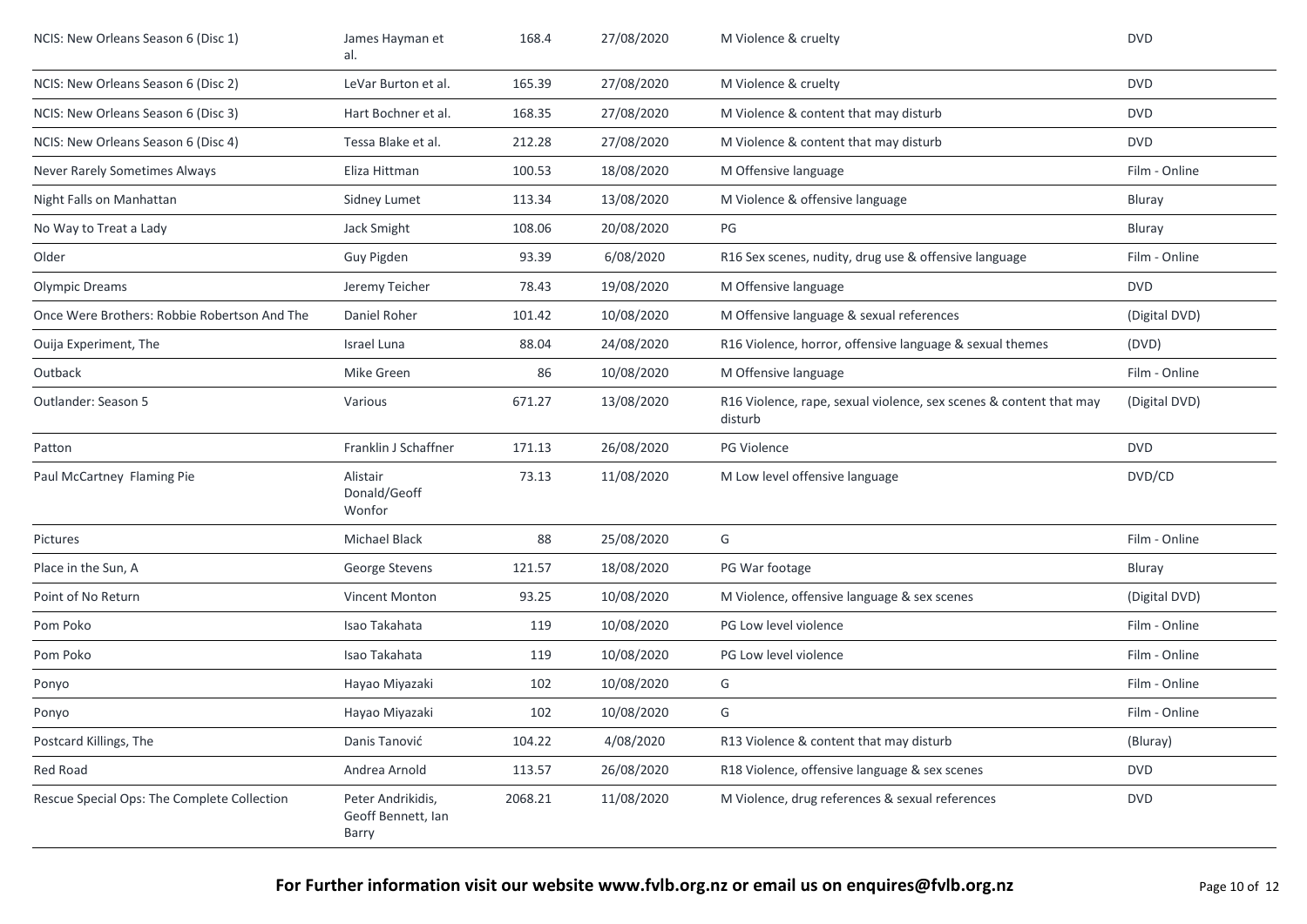| | | | | | |
|---|---|---|---|---|---|
| NCIS: New Orleans Season 6 (Disc 1) | James Hayman et al. | 168.4 | 27/08/2020 | M Violence & cruelty | DVD |
| NCIS: New Orleans Season 6 (Disc 2) | LeVar Burton et al. | 165.39 | 27/08/2020 | M Violence & cruelty | DVD |
| NCIS: New Orleans Season 6 (Disc 3) | Hart Bochner et al. | 168.35 | 27/08/2020 | M Violence & content that may disturb | DVD |
| NCIS: New Orleans Season 6 (Disc 4) | Tessa Blake et al. | 212.28 | 27/08/2020 | M Violence & content that may disturb | DVD |
| Never Rarely Sometimes Always | Eliza Hittman | 100.53 | 18/08/2020 | M Offensive language | Film - Online |
| Night Falls on Manhattan | Sidney Lumet | 113.34 | 13/08/2020 | M Violence & offensive language | Bluray |
| No Way to Treat a Lady | Jack Smight | 108.06 | 20/08/2020 | PG | Bluray |
| Older | Guy Pigden | 93.39 | 6/08/2020 | R16 Sex scenes, nudity, drug use & offensive language | Film - Online |
| Olympic Dreams | Jeremy Teicher | 78.43 | 19/08/2020 | M Offensive language | DVD |
| Once Were Brothers: Robbie Robertson And The | Daniel Roher | 101.42 | 10/08/2020 | M Offensive language & sexual references | (Digital DVD) |
| Ouija Experiment, The | Israel Luna | 88.04 | 24/08/2020 | R16 Violence, horror, offensive language & sexual themes | (DVD) |
| Outback | Mike Green | 86 | 10/08/2020 | M Offensive language | Film - Online |
| Outlander: Season 5 | Various | 671.27 | 13/08/2020 | R16 Violence, rape, sexual violence, sex scenes & content that may disturb | (Digital DVD) |
| Patton | Franklin J Schaffner | 171.13 | 26/08/2020 | PG Violence | DVD |
| Paul McCartney Flaming Pie | Alistair Donald/Geoff Wonfor | 73.13 | 11/08/2020 | M Low level offensive language | DVD/CD |
| Pictures | Michael Black | 88 | 25/08/2020 | G | Film - Online |
| Place in the Sun, A | George Stevens | 121.57 | 18/08/2020 | PG War footage | Bluray |
| Point of No Return | Vincent Monton | 93.25 | 10/08/2020 | M Violence, offensive language & sex scenes | (Digital DVD) |
| Pom Poko | Isao Takahata | 119 | 10/08/2020 | PG Low level violence | Film - Online |
| Pom Poko | Isao Takahata | 119 | 10/08/2020 | PG Low level violence | Film - Online |
| Ponyo | Hayao Miyazaki | 102 | 10/08/2020 | G | Film - Online |
| Ponyo | Hayao Miyazaki | 102 | 10/08/2020 | G | Film - Online |
| Postcard Killings, The | Danis Tanović | 104.22 | 4/08/2020 | R13 Violence & content that may disturb | (Bluray) |
| Red Road | Andrea Arnold | 113.57 | 26/08/2020 | R18 Violence, offensive language & sex scenes | DVD |
| Rescue Special Ops: The Complete Collection | Peter Andrikidis, Geoff Bennett, Ian Barry | 2068.21 | 11/08/2020 | M Violence, drug references & sexual references | DVD |

**For Further information visit our website www.fvlb.org.nz or email us on enquires@fvlb.org.nz**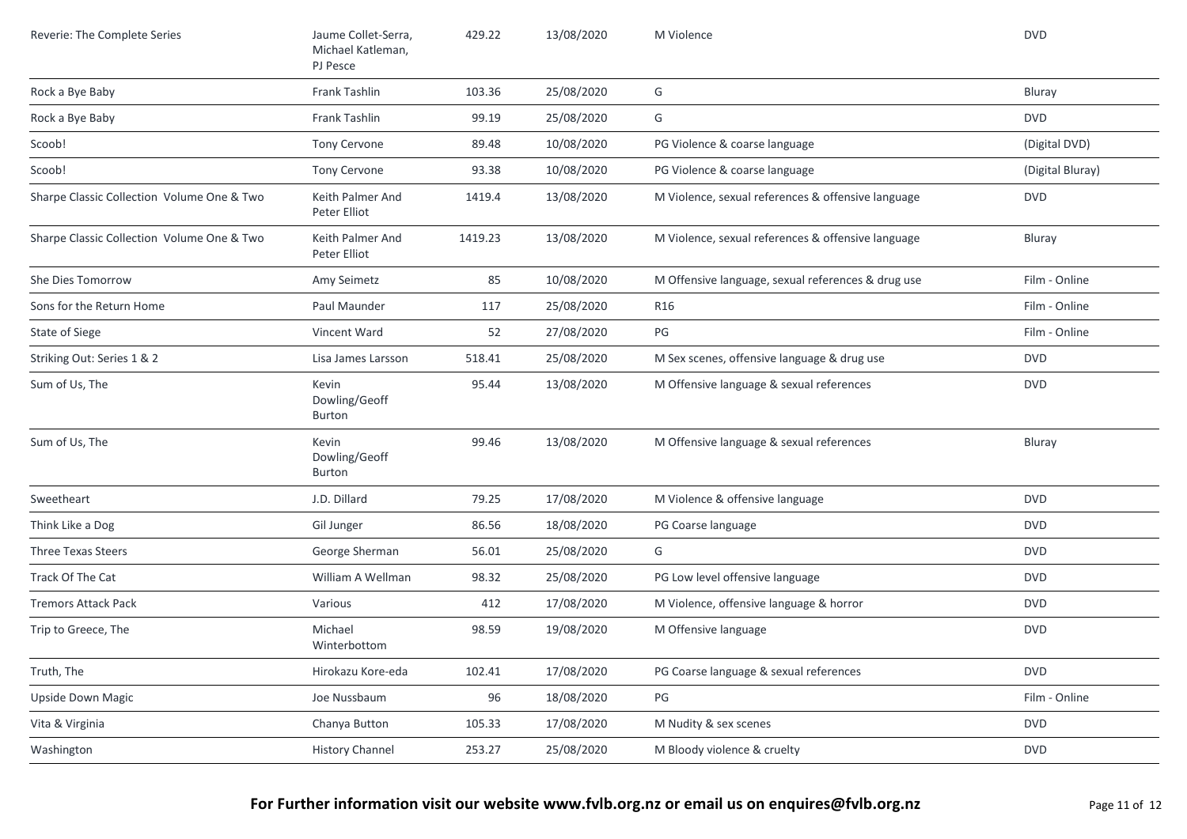| | | | | | |
|---|---|---|---|---|---|
| Reverie: The Complete Series | Jaume Collet-Serra, Michael Katleman, PJ Pesce | 429.22 | 13/08/2020 | M Violence | DVD |
| Rock a Bye Baby | Frank Tashlin | 103.36 | 25/08/2020 | G | Bluray |
| Rock a Bye Baby | Frank Tashlin | 99.19 | 25/08/2020 | G | DVD |
| Scoob! | Tony Cervone | 89.48 | 10/08/2020 | PG Violence & coarse language | (Digital DVD) |
| Scoob! | Tony Cervone | 93.38 | 10/08/2020 | PG Violence & coarse language | (Digital Bluray) |
| Sharpe Classic Collection Volume One & Two | Keith Palmer And Peter Elliot | 1419.4 | 13/08/2020 | M Violence, sexual references & offensive language | DVD |
| Sharpe Classic Collection Volume One & Two | Keith Palmer And Peter Elliot | 1419.23 | 13/08/2020 | M Violence, sexual references & offensive language | Bluray |
| She Dies Tomorrow | Amy Seimetz | 85 | 10/08/2020 | M Offensive language, sexual references & drug use | Film - Online |
| Sons for the Return Home | Paul Maunder | 117 | 25/08/2020 | R16 | Film - Online |
| State of Siege | Vincent Ward | 52 | 27/08/2020 | PG | Film - Online |
| Striking Out: Series 1 & 2 | Lisa James Larsson | 518.41 | 25/08/2020 | M Sex scenes, offensive language & drug use | DVD |
| Sum of Us, The | Kevin Dowling/Geoff Burton | 95.44 | 13/08/2020 | M Offensive language & sexual references | DVD |
| Sum of Us, The | Kevin Dowling/Geoff Burton | 99.46 | 13/08/2020 | M Offensive language & sexual references | Bluray |
| Sweetheart | J.D. Dillard | 79.25 | 17/08/2020 | M Violence & offensive language | DVD |
| Think Like a Dog | Gil Junger | 86.56 | 18/08/2020 | PG Coarse language | DVD |
| Three Texas Steers | George Sherman | 56.01 | 25/08/2020 | G | DVD |
| Track Of The Cat | William A Wellman | 98.32 | 25/08/2020 | PG Low level offensive language | DVD |
| Tremors Attack Pack | Various | 412 | 17/08/2020 | M Violence, offensive language & horror | DVD |
| Trip to Greece, The | Michael Winterbottom | 98.59 | 19/08/2020 | M Offensive language | DVD |
| Truth, The | Hirokazu Kore-eda | 102.41 | 17/08/2020 | PG Coarse language & sexual references | DVD |
| Upside Down Magic | Joe Nussbaum | 96 | 18/08/2020 | PG | Film - Online |
| Vita & Virginia | Chanya Button | 105.33 | 17/08/2020 | M Nudity & sex scenes | DVD |
| Washington | History Channel | 253.27 | 25/08/2020 | M Bloody violence & cruelty | DVD |

**For Further information visit our website www.fvlb.org.nz or email us on enquires@fvlb.org.nz**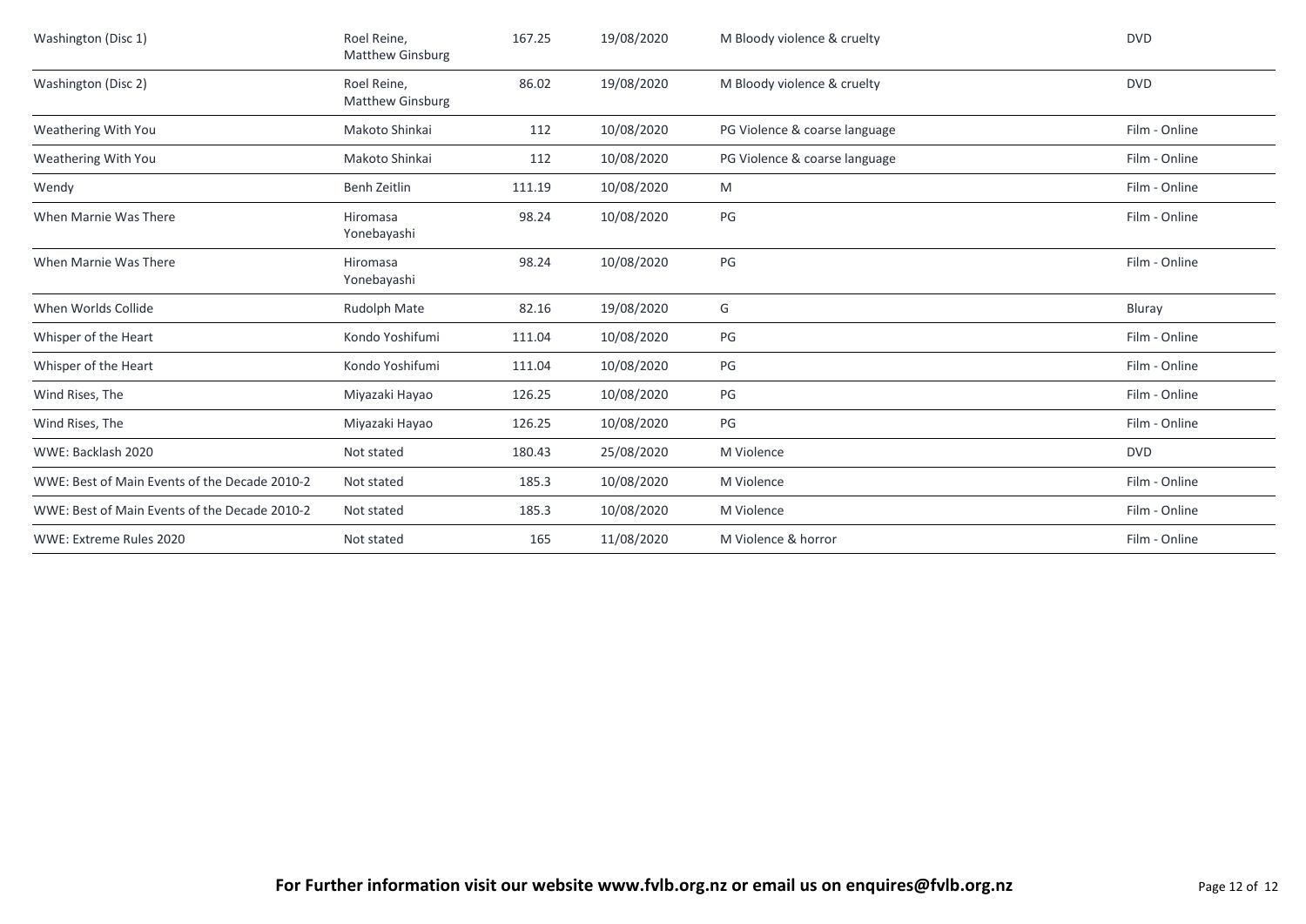| | | | | | |
|---|---|---|---|---|---|
| Washington (Disc 1) | Roel Reine, Matthew Ginsburg | 167.25 | 19/08/2020 | M Bloody violence & cruelty | DVD |
| Washington (Disc 2) | Roel Reine, Matthew Ginsburg | 86.02 | 19/08/2020 | M Bloody violence & cruelty | DVD |
| Weathering With You | Makoto Shinkai | 112 | 10/08/2020 | PG Violence & coarse language | Film - Online |
| Weathering With You | Makoto Shinkai | 112 | 10/08/2020 | PG Violence & coarse language | Film - Online |
| Wendy | Benh Zeitlin | 111.19 | 10/08/2020 | M | Film - Online |
| When Marnie Was There | Hiromasa Yonebayashi | 98.24 | 10/08/2020 | PG | Film - Online |
| When Marnie Was There | Hiromasa Yonebayashi | 98.24 | 10/08/2020 | PG | Film - Online |
| When Worlds Collide | Rudolph Mate | 82.16 | 19/08/2020 | G | Bluray |
| Whisper of the Heart | Kondo Yoshifumi | 111.04 | 10/08/2020 | PG | Film - Online |
| Whisper of the Heart | Kondo Yoshifumi | 111.04 | 10/08/2020 | PG | Film - Online |
| Wind Rises, The | Miyazaki Hayao | 126.25 | 10/08/2020 | PG | Film - Online |
| Wind Rises, The | Miyazaki Hayao | 126.25 | 10/08/2020 | PG | Film - Online |
| WWE: Backlash 2020 | Not stated | 180.43 | 25/08/2020 | M Violence | DVD |
| WWE: Best of Main Events of the Decade 2010-2 | Not stated | 185.3 | 10/08/2020 | M Violence | Film - Online |
| WWE: Best of Main Events of the Decade 2010-2 | Not stated | 185.3 | 10/08/2020 | M Violence | Film - Online |
| WWE: Extreme Rules 2020 | Not stated | 165 | 11/08/2020 | M Violence & horror | Film - Online |

**For Further information visit our website www.fvlb.org.nz or email us on enquires@fvlb.org.nz**